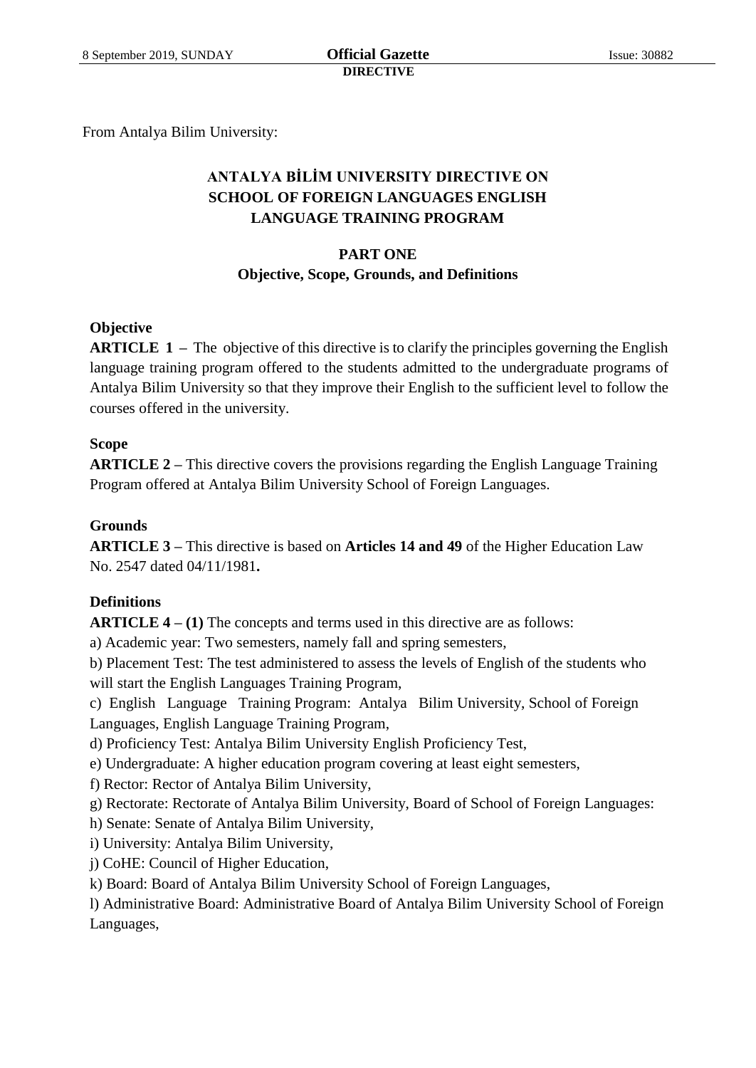**DIRECTIVE**

From Antalya Bilim University:

# ANTALYA BİLİM UNIVERSITY DIRECTIVE ON SCHOOL OF FOREIGN LANGUAGES ENGLISH LANGUAGE TRAINING PROGRAM

## PART ONE
## Objective, Scope, Grounds, and Definitions

**Objective**

**ARTICLE 1 –** The objective of this directive is to clarify the principles governing the English language training program offered to the students admitted to the undergraduate programs of Antalya Bilim University so that they improve their English to the sufficient level to follow the courses offered in the university.

**Scope**

**ARTICLE 2 –** This directive covers the provisions regarding the English Language Training Program offered at Antalya Bilim University School of Foreign Languages.

**Grounds**

**ARTICLE 3 –** This directive is based on **Articles 14 and 49** of the Higher Education Law No. 2547 dated 04/11/1981**.**

**Definitions**

**ARTICLE 4 – (1)** The concepts and terms used in this directive are as follows:

a) Academic year: Two semesters, namely fall and spring semesters,

b) Placement Test: The test administered to assess the levels of English of the students who will start the English Languages Training Program,

c) English Language Training Program: Antalya Bilim University, School of Foreign Languages, English Language Training Program,

d) Proficiency Test: Antalya Bilim University English Proficiency Test,

e) Undergraduate: A higher education program covering at least eight semesters,

f) Rector: Rector of Antalya Bilim University,

g) Rectorate: Rectorate of Antalya Bilim University, Board of School of Foreign Languages:

h) Senate: Senate of Antalya Bilim University,

i) University: Antalya Bilim University,

j) CoHE: Council of Higher Education,

k) Board: Board of Antalya Bilim University School of Foreign Languages,

l) Administrative Board: Administrative Board of Antalya Bilim University School of Foreign Languages,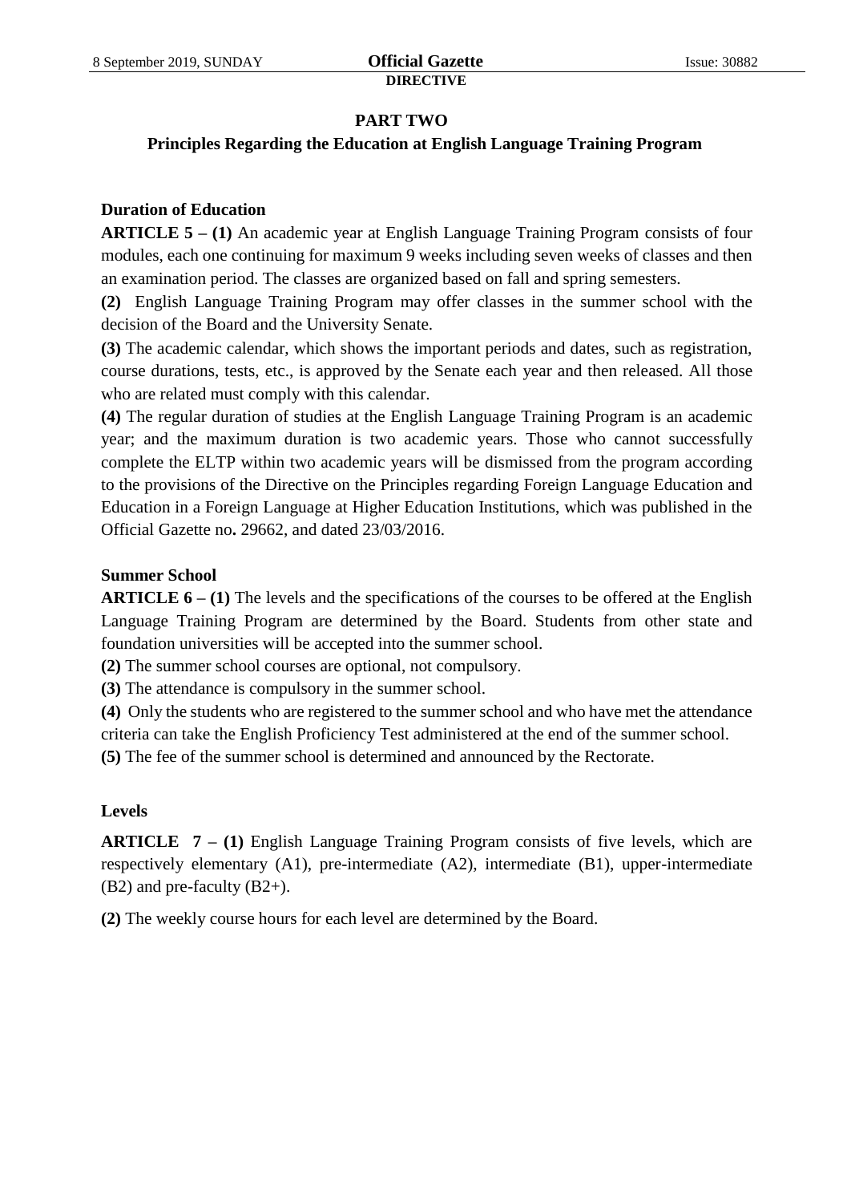## PART TWO

## Principles Regarding the Education at English Language Training Program

### Duration of Education

**ARTICLE 5 – (1)** An academic year at English Language Training Program consists of four modules, each one continuing for maximum 9 weeks including seven weeks of classes and then an examination period. The classes are organized based on fall and spring semesters.

**(2)** English Language Training Program may offer classes in the summer school with the decision of the Board and the University Senate.

**(3)** The academic calendar, which shows the important periods and dates, such as registration, course durations, tests, etc., is approved by the Senate each year and then released. All those who are related must comply with this calendar.

**(4)** The regular duration of studies at the English Language Training Program is an academic year; and the maximum duration is two academic years. Those who cannot successfully complete the ELTP within two academic years will be dismissed from the program according to the provisions of the Directive on the Principles regarding Foreign Language Education and Education in a Foreign Language at Higher Education Institutions, which was published in the Official Gazette no**.** 29662, and dated 23/03/2016.

### Summer School

**ARTICLE 6 – (1)** The levels and the specifications of the courses to be offered at the English Language Training Program are determined by the Board. Students from other state and foundation universities will be accepted into the summer school.

**(2)** The summer school courses are optional, not compulsory.

**(3)** The attendance is compulsory in the summer school.

**(4)** Only the students who are registered to the summer school and who have met the attendance criteria can take the English Proficiency Test administered at the end of the summer school.

**(5)** The fee of the summer school is determined and announced by the Rectorate.

### Levels

**ARTICLE 7 – (1)** English Language Training Program consists of five levels, which are respectively elementary (A1), pre-intermediate (A2), intermediate (B1), upper-intermediate (B2) and pre-faculty (B2+).

**(2)** The weekly course hours for each level are determined by the Board.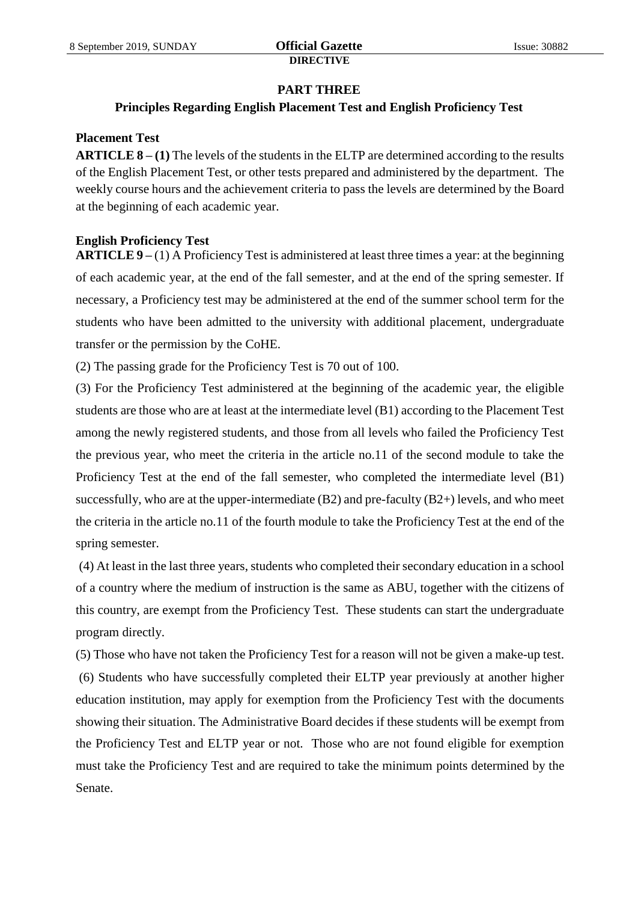## PART THREE

## Principles Regarding English Placement Test and English Proficiency Test

**Placement Test**

**ARTICLE 8 – (1)** The levels of the students in the ELTP are determined according to the results of the English Placement Test, or other tests prepared and administered by the department. The weekly course hours and the achievement criteria to pass the levels are determined by the Board at the beginning of each academic year.

**English Proficiency Test**

**ARTICLE 9 –** (1) A Proficiency Test is administered at least three times a year: at the beginning of each academic year, at the end of the fall semester, and at the end of the spring semester. If necessary, a Proficiency test may be administered at the end of the summer school term for the students who have been admitted to the university with additional placement, undergraduate transfer or the permission by the CoHE.

(2) The passing grade for the Proficiency Test is 70 out of 100.

(3) For the Proficiency Test administered at the beginning of the academic year, the eligible students are those who are at least at the intermediate level (B1) according to the Placement Test among the newly registered students, and those from all levels who failed the Proficiency Test the previous year, who meet the criteria in the article no.11 of the second module to take the Proficiency Test at the end of the fall semester, who completed the intermediate level (B1) successfully, who are at the upper-intermediate (B2) and pre-faculty (B2+) levels, and who meet the criteria in the article no.11 of the fourth module to take the Proficiency Test at the end of the spring semester.

(4) At least in the last three years, students who completed their secondary education in a school of a country where the medium of instruction is the same as ABU, together with the citizens of this country, are exempt from the Proficiency Test. These students can start the undergraduate program directly.

(5) Those who have not taken the Proficiency Test for a reason will not be given a make-up test.

(6) Students who have successfully completed their ELTP year previously at another higher education institution, may apply for exemption from the Proficiency Test with the documents showing their situation. The Administrative Board decides if these students will be exempt from the Proficiency Test and ELTP year or not. Those who are not found eligible for exemption must take the Proficiency Test and are required to take the minimum points determined by the Senate.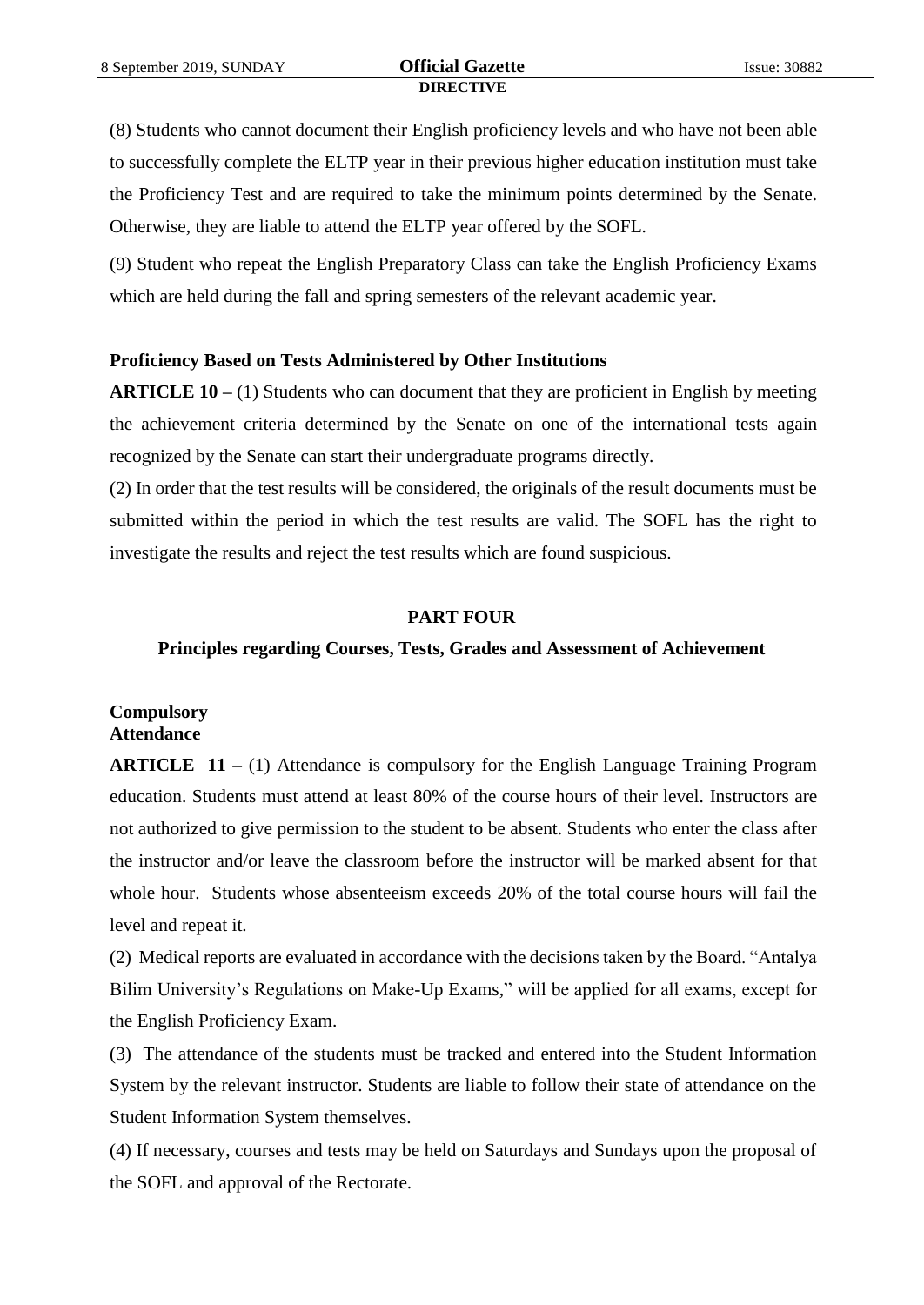(8) Students who cannot document their English proficiency levels and who have not been able to successfully complete the ELTP year in their previous higher education institution must take the Proficiency Test and are required to take the minimum points determined by the Senate. Otherwise, they are liable to attend the ELTP year offered by the SOFL.

(9) Student who repeat the English Preparatory Class can take the English Proficiency Exams which are held during the fall and spring semesters of the relevant academic year.

**Proficiency Based on Tests Administered by Other Institutions**

**ARTICLE 10 –** (1) Students who can document that they are proficient in English by meeting the achievement criteria determined by the Senate on one of the international tests again recognized by the Senate can start their undergraduate programs directly.

(2) In order that the test results will be considered, the originals of the result documents must be submitted within the period in which the test results are valid. The SOFL has the right to investigate the results and reject the test results which are found suspicious.

## PART FOUR

## Principles regarding Courses, Tests, Grades and Assessment of Achievement

**Compulsory Attendance**

**ARTICLE 11 –** (1) Attendance is compulsory for the English Language Training Program education. Students must attend at least 80% of the course hours of their level. Instructors are not authorized to give permission to the student to be absent. Students who enter the class after the instructor and/or leave the classroom before the instructor will be marked absent for that whole hour. Students whose absenteeism exceeds 20% of the total course hours will fail the level and repeat it.

(2) Medical reports are evaluated in accordance with the decisions taken by the Board. "Antalya Bilim University's Regulations on Make-Up Exams," will be applied for all exams, except for the English Proficiency Exam.

(3) The attendance of the students must be tracked and entered into the Student Information System by the relevant instructor. Students are liable to follow their state of attendance on the Student Information System themselves.

(4) If necessary, courses and tests may be held on Saturdays and Sundays upon the proposal of the SOFL and approval of the Rectorate.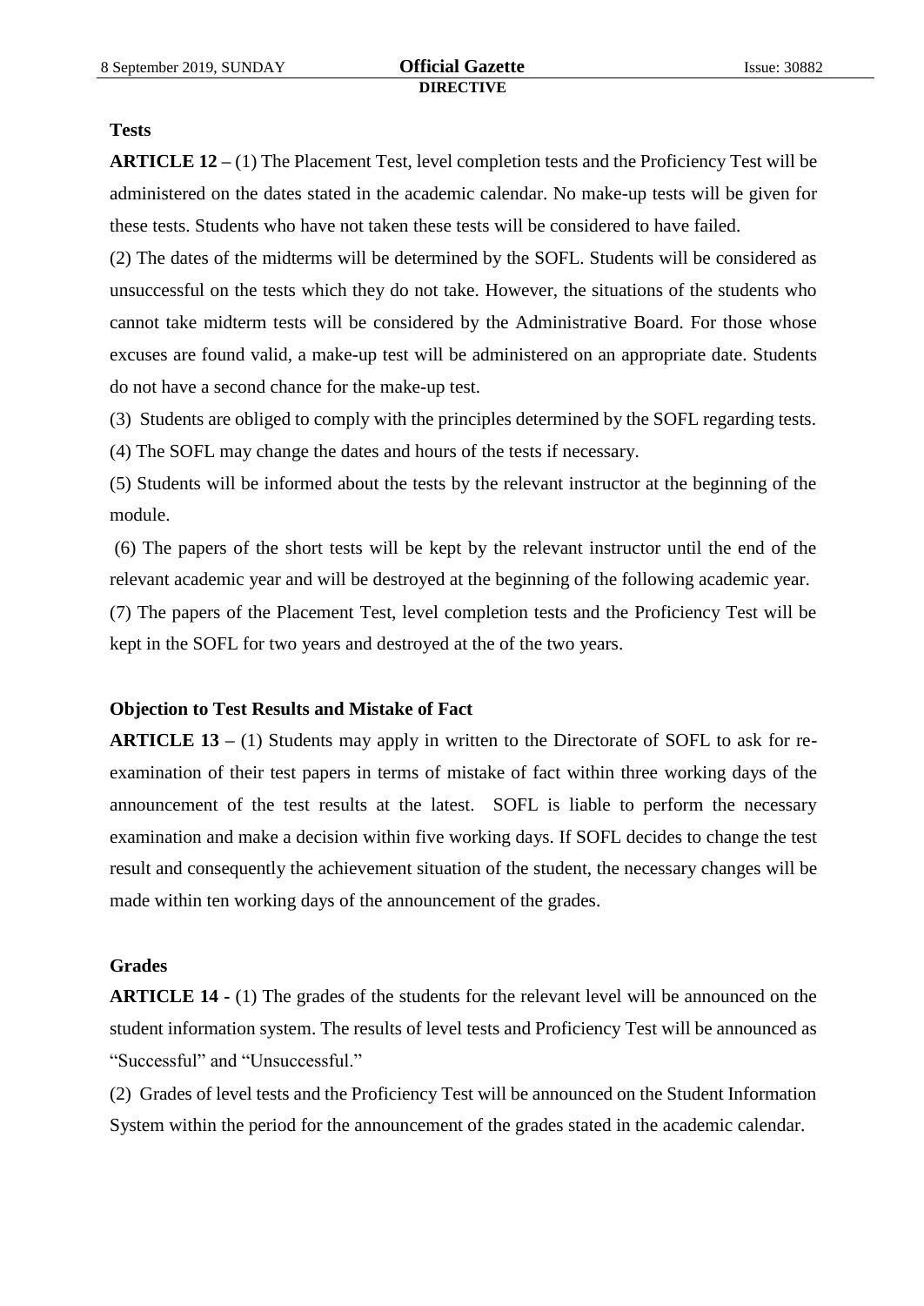**Tests**

**ARTICLE 12 –** (1) The Placement Test, level completion tests and the Proficiency Test will be administered on the dates stated in the academic calendar. No make-up tests will be given for these tests. Students who have not taken these tests will be considered to have failed.

(2) The dates of the midterms will be determined by the SOFL. Students will be considered as unsuccessful on the tests which they do not take. However, the situations of the students who cannot take midterm tests will be considered by the Administrative Board. For those whose excuses are found valid, a make-up test will be administered on an appropriate date. Students do not have a second chance for the make-up test.

(3) Students are obliged to comply with the principles determined by the SOFL regarding tests.

(4) The SOFL may change the dates and hours of the tests if necessary.

(5) Students will be informed about the tests by the relevant instructor at the beginning of the module.

(6) The papers of the short tests will be kept by the relevant instructor until the end of the relevant academic year and will be destroyed at the beginning of the following academic year.

(7) The papers of the Placement Test, level completion tests and the Proficiency Test will be kept in the SOFL for two years and destroyed at the of the two years.

**Objection to Test Results and Mistake of Fact**

**ARTICLE 13 –** (1) Students may apply in written to the Directorate of SOFL to ask for re-examination of their test papers in terms of mistake of fact within three working days of the announcement of the test results at the latest. SOFL is liable to perform the necessary examination and make a decision within five working days. If SOFL decides to change the test result and consequently the achievement situation of the student, the necessary changes will be made within ten working days of the announcement of the grades.

**Grades**

**ARTICLE 14 -** (1) The grades of the students for the relevant level will be announced on the student information system. The results of level tests and Proficiency Test will be announced as "Successful" and "Unsuccessful."

(2) Grades of level tests and the Proficiency Test will be announced on the Student Information System within the period for the announcement of the grades stated in the academic calendar.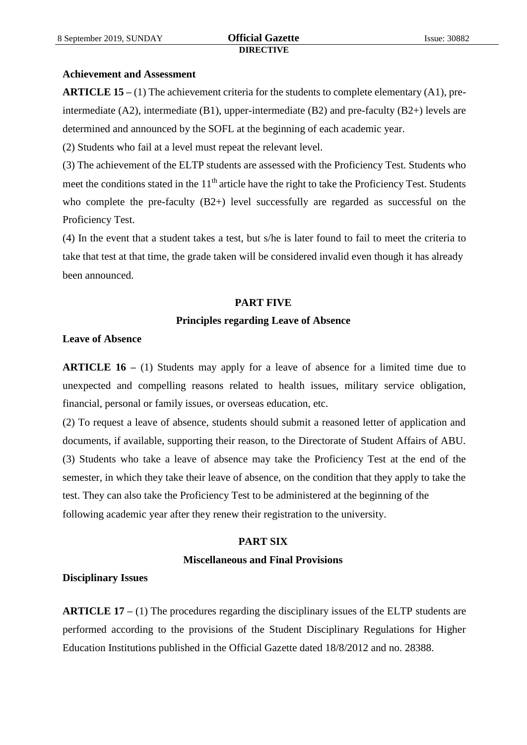**Achievement and Assessment**

**ARTICLE 15 –** (1) The achievement criteria for the students to complete elementary (A1), pre-intermediate (A2), intermediate (B1), upper-intermediate (B2) and pre-faculty (B2+) levels are determined and announced by the SOFL at the beginning of each academic year.

(2) Students who fail at a level must repeat the relevant level.

(3) The achievement of the ELTP students are assessed with the Proficiency Test. Students who meet the conditions stated in the 11th article have the right to take the Proficiency Test. Students who complete the pre-faculty (B2+) level successfully are regarded as successful on the Proficiency Test.

(4) In the event that a student takes a test, but s/he is later found to fail to meet the criteria to take that test at that time, the grade taken will be considered invalid even though it has already been announced.

## PART FIVE

## Principles regarding Leave of Absence

**Leave of Absence**

**ARTICLE 16 –** (1) Students may apply for a leave of absence for a limited time due to unexpected and compelling reasons related to health issues, military service obligation, financial, personal or family issues, or overseas education, etc.

(2) To request a leave of absence, students should submit a reasoned letter of application and documents, if available, supporting their reason, to the Directorate of Student Affairs of ABU.

(3) Students who take a leave of absence may take the Proficiency Test at the end of the semester, in which they take their leave of absence, on the condition that they apply to take the test. They can also take the Proficiency Test to be administered at the beginning of the following academic year after they renew their registration to the university.

## PART SIX

## Miscellaneous and Final Provisions

**Disciplinary Issues**

**ARTICLE 17 –** (1) The procedures regarding the disciplinary issues of the ELTP students are performed according to the provisions of the Student Disciplinary Regulations for Higher Education Institutions published in the Official Gazette dated 18/8/2012 and no. 28388.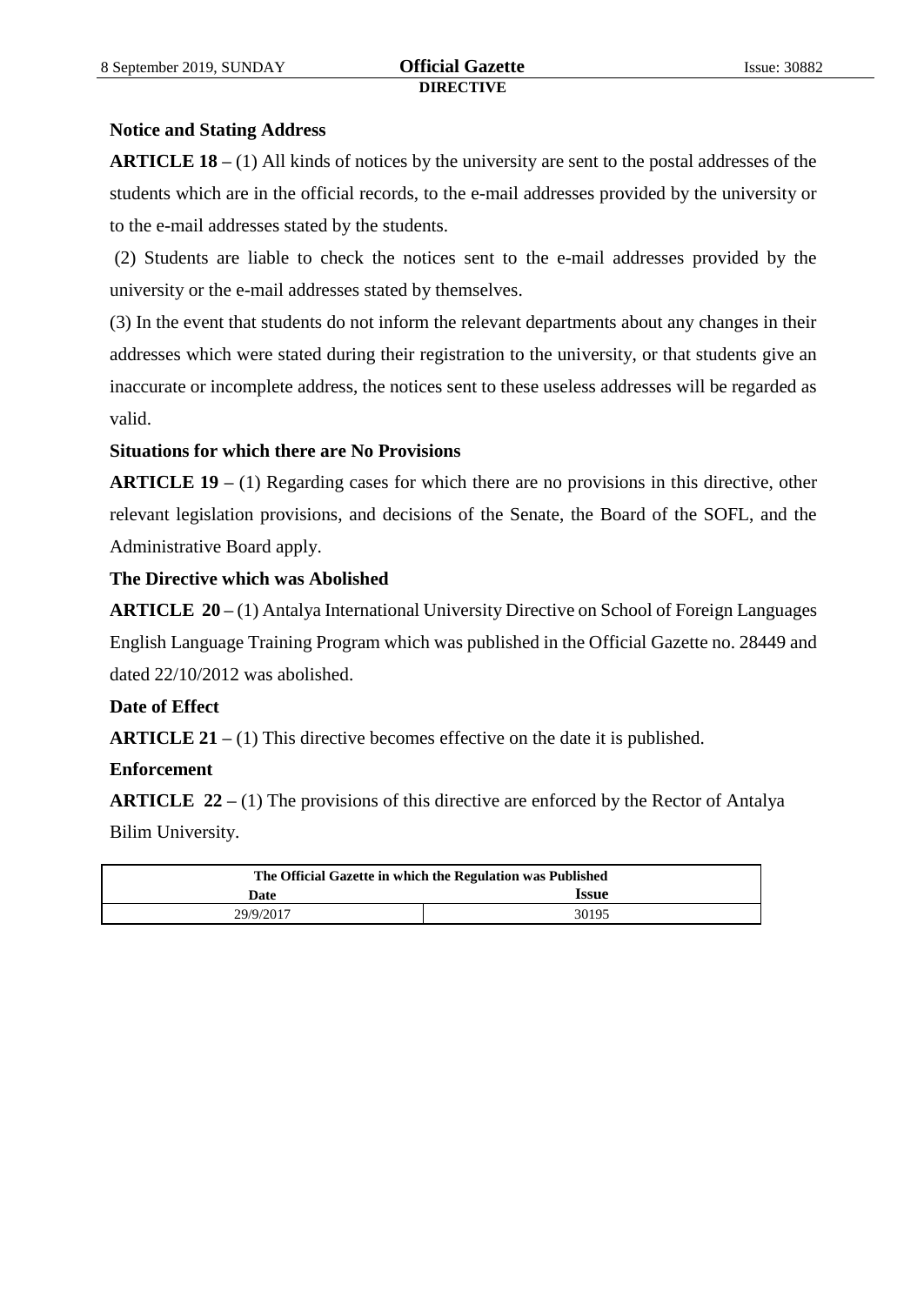**Notice and Stating Address**

**ARTICLE 18 –** (1) All kinds of notices by the university are sent to the postal addresses of the students which are in the official records, to the e-mail addresses provided by the university or to the e-mail addresses stated by the students.

(2) Students are liable to check the notices sent to the e-mail addresses provided by the university or the e-mail addresses stated by themselves.

(3) In the event that students do not inform the relevant departments about any changes in their addresses which were stated during their registration to the university, or that students give an inaccurate or incomplete address, the notices sent to these useless addresses will be regarded as valid.

**Situations for which there are No Provisions**

**ARTICLE 19 –** (1) Regarding cases for which there are no provisions in this directive, other relevant legislation provisions, and decisions of the Senate, the Board of the SOFL, and the Administrative Board apply.

**The Directive which was Abolished**

**ARTICLE 20 –** (1) Antalya International University Directive on School of Foreign Languages English Language Training Program which was published in the Official Gazette no. 28449 and dated 22/10/2012 was abolished.

**Date of Effect**

**ARTICLE 21 –** (1) This directive becomes effective on the date it is published.

**Enforcement**

**ARTICLE 22 –** (1) The provisions of this directive are enforced by the Rector of Antalya Bilim University.

| The Official Gazette in which the Regulation was Published | |
|---|---|
| **Date** | **Issue** |
| 29/9/2017 | 30195 |